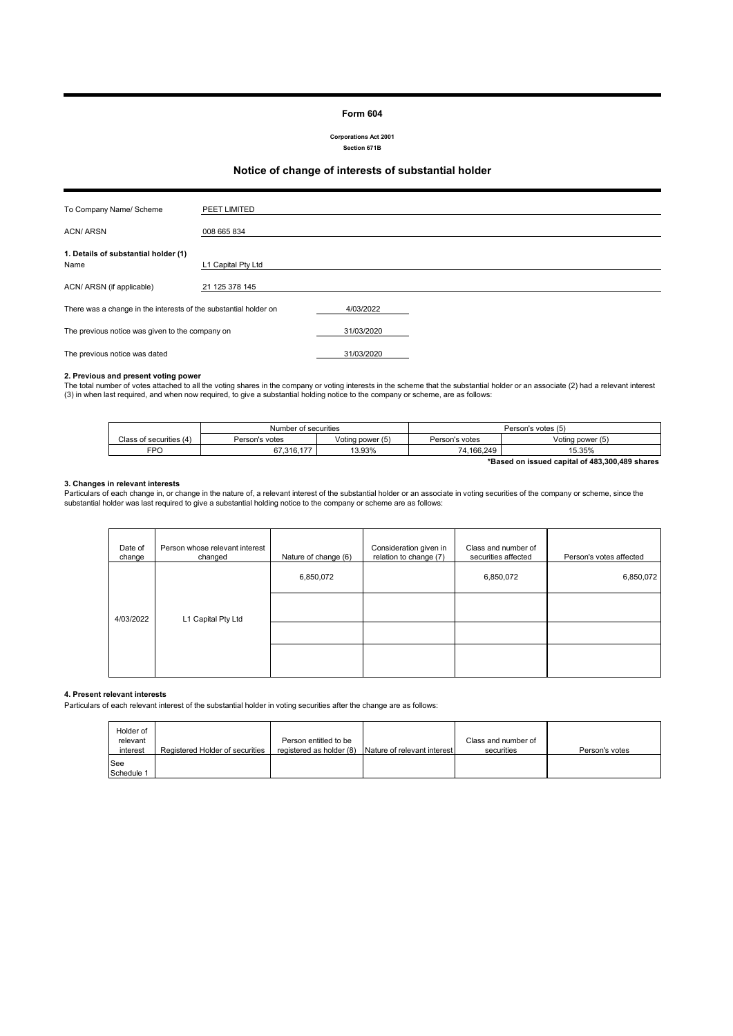**Form 604**

**Corporations Act 2001**
**Section 671B**

## Notice of change of interests of substantial holder

| | |
|---|---|
| To Company Name/ Scheme | PEET LIMITED |
| ACN/ ARSN | 008 665 834 |

**1. Details of substantial holder (1)**

| | |
|---|---|
| Name | L1 Capital Pty Ltd |
| ACN/ ARSN (if applicable) | 21 125 378 145 |

| | |
|---|---|
| There was a change in the interests of the substantial holder on | 4/03/2022 |
| The previous notice was given to the company on | 31/03/2020 |
| The previous notice was dated | 31/03/2020 |

**2. Previous and present voting power**

The total number of votes attached to all the voting shares in the company or voting interests in the scheme that the substantial holder or an associate (2) had a relevant interest (3) in when last required, and when now required, to give a substantial holding notice to the company or scheme, are as follows:

| | Number of securities | | Person's votes (5) | |
|---|---|---|---|---|
| Class of securities (4) | Person's votes | Voting power (5) | Person's votes | Voting power (5) |
| FPO | 67,316,177 | 13.93% | 74,166,249 | 15.35% |

**\*Based on issued capital of 483,300,489 shares**

**3. Changes in relevant interests**

Particulars of each change in, or change in the nature of, a relevant interest of the substantial holder or an associate in voting securities of the company or scheme, since the substantial holder was last required to give a substantial holding notice to the company or scheme are as follows:

| Date of change | Person whose relevant interest changed | Nature of change (6) | Consideration given in relation to change (7) | Class and number of securities affected | Person's votes affected |
|---|---|---|---|---|---|
| 4/03/2022 | L1 Capital Pty Ltd | 6,850,072 | | 6,850,072 | 6,850,072 |
| | | | | | |
| | | | | | |
| | | | | | |

**4. Present relevant interests**

Particulars of each relevant interest of the substantial holder in voting securities after the change are as follows:

| Holder of relevant interest | Registered Holder of securities | Person entitled to be registered as holder (8) | Nature of relevant interest | Class and number of securities | Person's votes |
|---|---|---|---|---|---|
| See Schedule 1 | | | | | |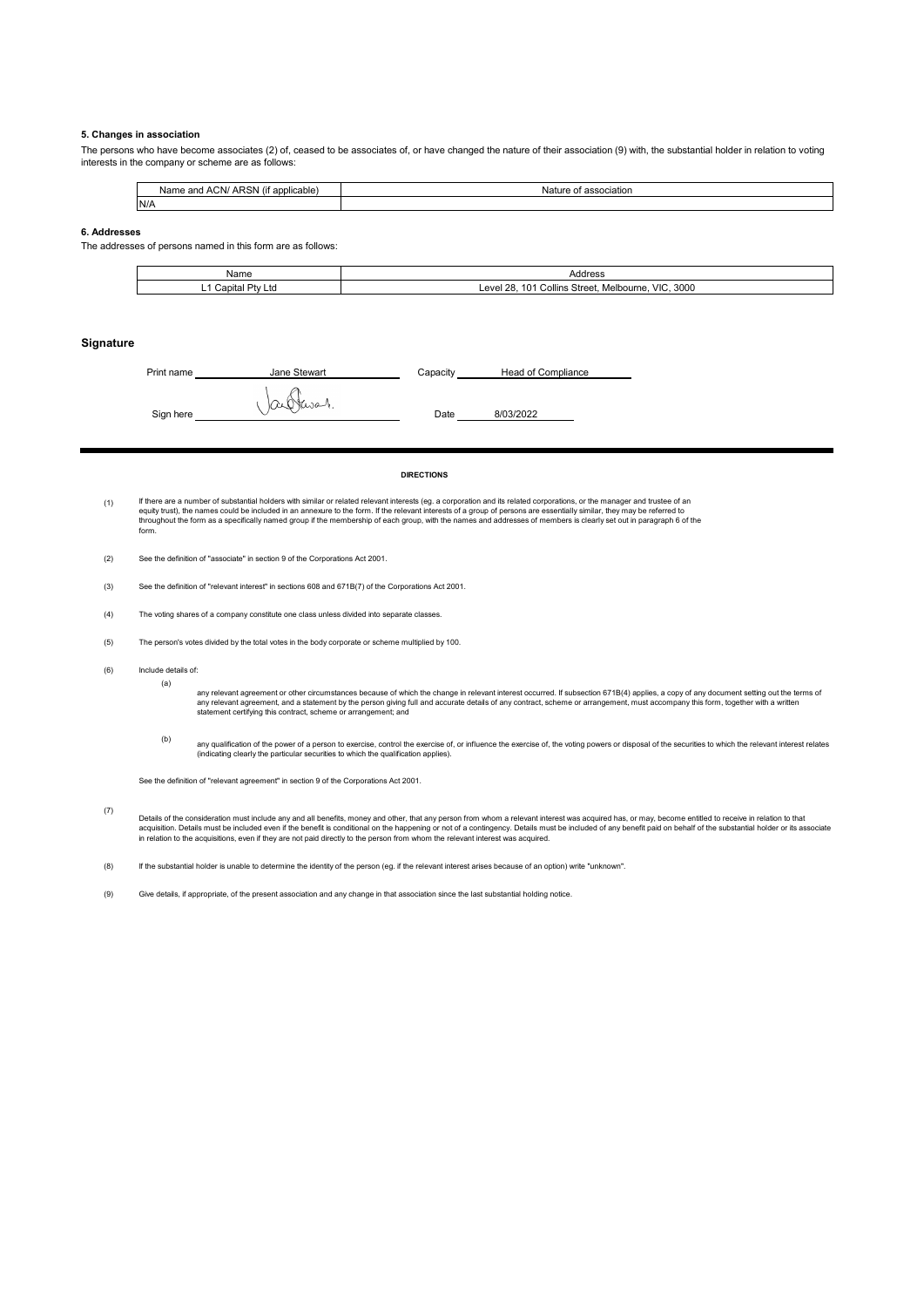### 5. Changes in association

The persons who have become associates (2) of, ceased to be associates of, or have changed the nature of their association (9) with, the substantial holder in relation to voting interests in the company or scheme are as follows:

| Name and ACN/ ARSN (if applicable) | Nature of association |
|---|---|
| N/A | |

### 6. Addresses

The addresses of persons named in this form are as follows:

| Name | Address |
|---|---|
| L1 Capital Pty Ltd | Level 28, 101 Collins Street, Melbourne, VIC, 3000 |

## Signature

Print name: Jane Stewart    Capacity: Head of Compliance

Sign here: [signature]    Date: 8/03/2022

**DIRECTIONS**

(1) If there are a number of substantial holders with similar or related relevant interests (eg. a corporation and its related corporations, or the manager and trustee of an equity trust), the names could be included in an annexure to the form. If the relevant interests of a group of persons are essentially similar, they may be referred to throughout the form as a specifically named group if the membership of each group, with the names and addresses of members is clearly set out in paragraph 6 of the form.

(2) See the definition of "associate" in section 9 of the Corporations Act 2001.

(3) See the definition of "relevant interest" in sections 608 and 671B(7) of the Corporations Act 2001.

(4) The voting shares of a company constitute one class unless divided into separate classes.

(5) The person's votes divided by the total votes in the body corporate or scheme multiplied by 100.

(6) Include details of:

(a) any relevant agreement or other circumstances because of which the change in relevant interest occurred. If subsection 671B(4) applies, a copy of any document setting out the terms of any relevant agreement, and a statement by the person giving full and accurate details of any contract, scheme or arrangement, must accompany this form, together with a written statement certifying this contract, scheme or arrangement; and

(b) any qualification of the power of a person to exercise, control the exercise of, or influence the exercise of, the voting powers or disposal of the securities to which the relevant interest relates (indicating clearly the particular securities to which the qualification applies).

See the definition of "relevant agreement" in section 9 of the Corporations Act 2001.

(7) Details of the consideration must include any and all benefits, money and other, that any person from whom a relevant interest was acquired has, or may, become entitled to receive in relation to that acquisition. Details must be included even if the benefit is conditional on the happening or not of a contingency. Details must be included of any benefit paid on behalf of the substantial holder or its associate in relation to the acquisitions, even if they are not paid directly to the person from whom the relevant interest was acquired.

(8) If the substantial holder is unable to determine the identity of the person (eg. if the relevant interest arises because of an option) write "unknown".

(9) Give details, if appropriate, of the present association and any change in that association since the last substantial holding notice.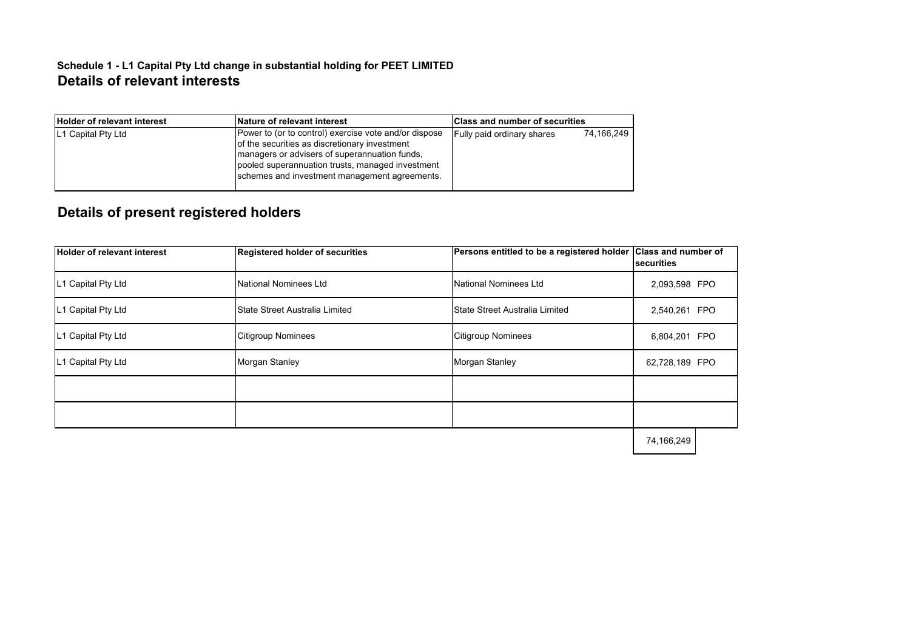**Schedule 1 - L1 Capital Pty Ltd change in substantial holding for PEET LIMITED**

## Details of relevant interests

| Holder of relevant interest | Nature of relevant interest | Class and number of securities | |
|---|---|---|---|
| L1 Capital Pty Ltd | Power to (or to control) exercise vote and/or dispose of the securities as discretionary investment managers or advisers of superannuation funds, pooled superannuation trusts, managed investment schemes and investment management agreements. | Fully paid ordinary shares | 74,166,249 |

## Details of present registered holders

| Holder of relevant interest | Registered holder of securities | Persons entitled to be a registered holder | Class and number of securities |
|---|---|---|---|
| L1 Capital Pty Ltd | National Nominees Ltd | National Nominees Ltd | 2,093,598 FPO |
| L1 Capital Pty Ltd | State Street Australia Limited | State Street Australia Limited | 2,540,261 FPO |
| L1 Capital Pty Ltd | Citigroup Nominees | Citigroup Nominees | 6,804,201 FPO |
| L1 Capital Pty Ltd | Morgan Stanley | Morgan Stanley | 62,728,189 FPO |
| | | | |
| | | | |
| | | | 74,166,249 |